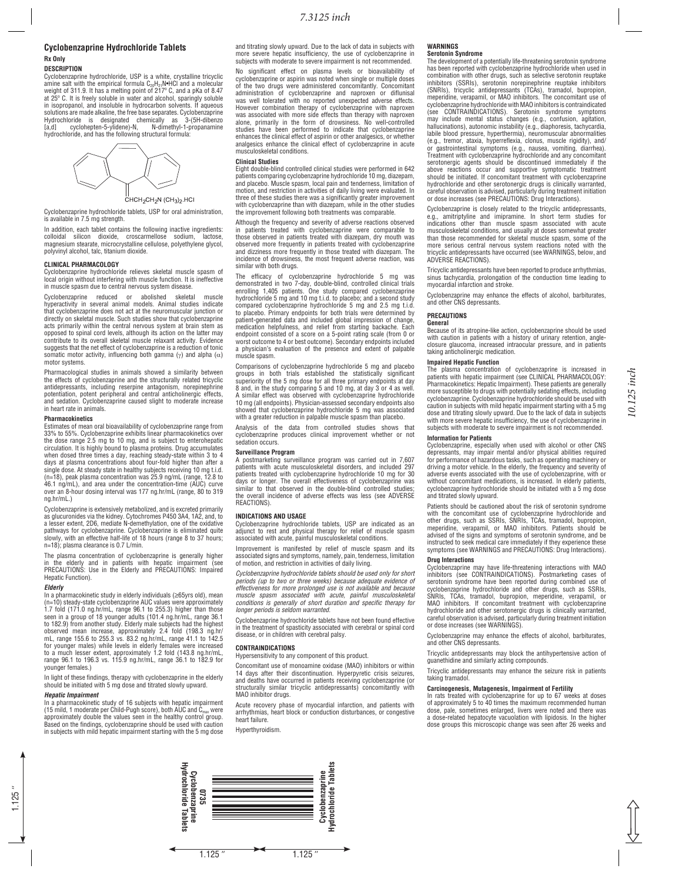# Cyclobenzaprine Hydrochloride Tablets

**Rx Only**

## DESCRIPTION

Cyclobenzaprine hydrochloride, USP is a white, crystalline tricyclic amine salt with the empirical formula $C_{20}H_{21}N$•HCl and a molecular weight of 311.9. It has a melting point of 217° C, and a pKa of 8.47 at 25° C. It is freely soluble in water and alcohol, sparingly soluble in isopropanol, and insoluble in hydrocarbon solvents. If aqueous solutions are made alkaline, the free base separates. Cyclobenzaprine Hydrochloride is designated chemically as 3-(5H-dibenzo [a,d] cyclohepten-5-ylidene)-N, N-dimethyl-1-propanamine hydrochloride, and has the following structural formula:

$CHCH_2CH_2N(CH_3)_2$.HCl

Cyclobenzaprine hydrochloride tablets, USP for oral administration, is available in 7.5 mg strength.

In addition, each tablet contains the following inactive ingredients: colloidal silicon dioxide, croscarmellose sodium, lactose, magnesium stearate, microcrystalline cellulose, polyethylene glycol, polyvinyl alcohol, talc, titanium dioxide.

## CLINICAL PHARMACOLOGY

Cyclobenzaprine hydrochloride relieves skeletal muscle spasm of local origin without interfering with muscle function. It is ineffective in muscle spasm due to central nervous system disease.

Cyclobenzaprine reduced or abolished skeletal muscle hyperactivity in several animal models. Animal studies indicate that cyclobenzaprine does not act at the neuromuscular junction or directly on skeletal muscle. Such studies show that cyclobenzaprine acts primarily within the central nervous system at brain stem as opposed to spinal cord levels, although its action on the latter may contribute to its overall skeletal muscle relaxant activity. Evidence suggests that the net effect of cyclobenzaprine is a reduction of tonic somatic motor activity, influencing both gamma ($\gamma$) and alpha ($\alpha$) motor systems.

Pharmacological studies in animals showed a similarity between the effects of cyclobenzaprine and the structurally related tricyclic antidepressants, including reserpine antagonism, norepinephrine potentiation, potent peripheral and central anticholinergic effects, and sedation. Cyclobenzaprine caused slight to moderate increase in heart rate in animals.

### Pharmacokinetics

Estimates of mean oral bioavailability of cyclobenzaprine range from 33% to 55%. Cyclobenzaprine exhibits linear pharmacokinetics over the dose range 2.5 mg to 10 mg, and is subject to enterohepatic circulation. It is highly bound to plasma proteins. Drug accumulates when dosed three times a day, reaching steady-state within 3 to 4 days at plasma concentrations about four-fold higher than after a single dose. At steady state in healthy subjects receiving 10 mg t.i.d. (n=18), peak plasma concentration was 25.9 ng/mL (range, 12.8 to 46.1 ng/mL), and area under the concentration-time (AUC) curve over an 8-hour dosing interval was 177 ng.hr/mL (range, 80 to 319 ng.hr/mL.)

Cyclobenzaprine is extensively metabolized, and is excreted primarily as glucuronides via the kidney. Cytochromes P450 3A4, 1A2, and, to a lesser extent, 2D6, mediate N-demethylation, one of the oxidative pathways for cyclobenzaprine. Cyclobenzaprine is eliminated quite slowly, with an effective half-life of 18 hours (range 8 to 37 hours; n=18); plasma clearance is 0.7 L/min.

The plasma concentration of cyclobenzaprine is generally higher in the elderly and in patients with hepatic impairment (see PRECAUTIONS: Use in the Elderly and PRECAUTIONS: Impaired Hepatic Function).

#### *Elderly*

In a pharmacokinetic study in elderly individuals (≥65yrs old), mean (n=10) steady-state cyclobenzaprine AUC values were approximately 1.7 fold (171.0 ng.hr/mL, range 96.1 to 255.3) higher than those seen in a group of 18 younger adults (101.4 ng.hr/mL, range 36.1 to 182.9) from another study. Elderly male subjects had the highest observed mean increase, approximately 2.4 fold (198.3 ng.hr/mL, range 155.6 to 255.3 vs. 83.2 ng.hr/mL, range 41.1 to 142.5 for younger males) while levels in elderly females were increased to a much lesser extent, approximately 1.2 fold (143.8 ng.hr/mL, range 96.1 to 196.3 vs. 115.9 ng.hr/mL, range 36.1 to 182.9 for younger females.)

In light of these findings, therapy with cyclobenzaprine in the elderly should be initiated with 5 mg dose and titrated slowly upward.

#### *Hepatic Impairment*

In a pharmacokinetic study of 16 subjects with hepatic impairment (15 mild, 1 moderate per Child-Pugh score), both AUC and $C_{max}$ were approximately double the values seen in the healthy control group. Based on the findings, cyclobenzaprine should be used with caution in subjects with mild hepatic impairment starting with the 5 mg dose and titrating slowly upward. Due to the lack of data in subjects with more severe hepatic insufficiency, the use of cyclobenzaprine in subjects with moderate to severe impairment is not recommended.

No significant effect on plasma levels or bioavailability of cyclobenzaprine or aspirin was noted when single or multiple doses of the two drugs were administered concomitantly. Concomitant administration of cyclobenzaprine and naproxen or diflunisal was well tolerated with no reported unexpected adverse effects. However combination therapy of cyclobenzaprine with naproxen was associated with more side effects than therapy with naproxen alone, primarily in the form of drowsiness. No well-controlled studies have been performed to indicate that cyclobenzaprine enhances the clinical effect of aspirin or other analgesics, or whether analgesics enhance the clinical effect of cyclobenzaprine in acute musculoskeletal conditions.

### Clinical Studies

Eight double-blind controlled clinical studies were performed in 642 patients comparing cyclobenzaprine hydrochloride 10 mg, diazepam, and placebo. Muscle spasm, local pain and tenderness, limitation of motion, and restriction in activities of daily living were evaluated. In three of these studies there was a significantly greater improvement with cyclobenzaprine than with diazepam, while in the other studies the improvement following both treatments was comparable.

Although the frequency and severity of adverse reactions observed in patients treated with cyclobenzaprine were comparable to those observed in patients treated with diazepam, dry mouth was observed more frequently in patients treated with cyclobenzaprine and dizziness more frequently in those treated with diazepam. The incidence of drowsiness, the most frequent adverse reaction, was similar with both drugs.

The efficacy of cyclobenzaprine hydrochloride 5 mg was demonstrated in two 7-day, double-blind, controlled clinical trials enrolling 1,405 patients. One study compared cyclobenzaprine hydrochloride 5 mg and 10 mg t.i.d. to placebo; and a second study compared cyclobenzaprine hydrochloride 5 mg and 2.5 mg t.i.d. to placebo. Primary endpoints for both trials were determined by patient-generated data and included global impression of change, medication helpfulness, and relief from starting backache. Each endpoint consisted of a score on a 5-point rating scale (from 0 or worst outcome to 4 or best outcome). Secondary endpoints included a physician's evaluation of the presence and extent of palpable muscle spasm.

Comparisons of cyclobenzaprine hydrochloride 5 mg and placebo groups in both trials established the statistically significant superiority of the 5 mg dose for all three primary endpoints at day 8 and, in the study comparing 5 and 10 mg, at day 3 or 4 as well. A similar effect was observed with cyclobenzaprine hydrochloride 10 mg (all endpoints). Physician-assessed secondary endpoints also showed that cyclobenzaprine hydrochloride 5 mg was associated with a greater reduction in palpable muscle spasm than placebo.

Analysis of the data from controlled studies shows that cyclobenzaprine produces clinical improvement whether or not sedation occurs.

### Surveillance Program

A postmarketing surveillance program was carried out in 7,607 patients with acute musculoskeletal disorders, and included 297 patients treated with cyclobenzaprine hydrochloride 10 mg for 30 days or longer. The overall effectiveness of cyclobenzaprine was similar to that observed in the double-blind controlled studies; the overall incidence of adverse effects was less (see ADVERSE REACTIONS).

## INDICATIONS AND USAGE

Cyclobenzaprine hydrochloride tablets, USP are indicated as an adjunct to rest and physical therapy for relief of muscle spasm associated with acute, painful musculoskeletal conditions.

Improvement is manifested by relief of muscle spasm and its associated signs and symptoms, namely, pain, tenderness, limitation of motion, and restriction in activities of daily living.

*Cyclobenzaprine hydrochloride tablets should be used only for short periods (up to two or three weeks) because adequate evidence of effectiveness for more prolonged use is not available and because muscle spasm associated with acute, painful musculoskeletal conditions is generally of short duration and specific therapy for longer periods is seldom warranted.*

Cyclobenzaprine hydrochloride tablets have not been found effective in the treatment of spasticity associated with cerebral or spinal cord disease, or in children with cerebral palsy.

## CONTRAINDICATIONS

Hypersensitivity to any component of this product.

Concomitant use of monoamine oxidase (MAO) inhibitors or within 14 days after their discontinuation. Hyperpyretic crisis seizures, and deaths have occurred in patients receiving cyclobenzaprine (or structurally similar tricyclic antidepressants) concomitantly with MAO inhibitor drugs.

Acute recovery phase of myocardial infarction, and patients with arrhythmias, heart block or conduction disturbances, or congestive heart failure.

Hyperthyroidism.

## WARNINGS

### Serotonin Syndrome

The development of a potentially life-threatening serotonin syndrome has been reported with cyclobenzaprine hydrochloride when used in combination with other drugs, such as selective serotonin reuptake inhibitors (SSRIs), serotonin norepinephrine reuptake inhibitors (SNRIs), tricyclic antidepressants (TCAs), tramadol, bupropion, meperidine, verapamil, or MAO inhibitors. The concomitant use of cyclobenzaprine hydrochloride with MAO inhibitors is contraindicated (see CONTRAINDICATIONS). Serotonin syndrome symptoms may include mental status changes (e.g., confusion, agitation, hallucinations), autonomic instability (e.g., diaphoresis, tachycardia, labile blood pressure, hyperthermia), neuromuscular abnormalities (e.g., tremor, ataxia, hyperreflexia, clonus, muscle rigidity), and/or gastrointestinal symptoms (e.g., nausea, vomiting, diarrhea). Treatment with cyclobenzaprine hydrochloride and any concomitant serotonergic agents should be discontinued immediately if the above reactions occur and supportive symptomatic treatment should be initiated. If concomitant treatment with cyclobenzaprine hydrochloride and other serotonergic drugs is clinically warranted, careful observation is advised, particularly during treatment initiation or dose increases (see PRECAUTIONS: Drug Interactions).

Cyclobenzaprine is closely related to the tricyclic antidepressants, e.g., amitriptyline and imipramine. In short term studies for indications other than muscle spasm associated with acute musculoskeletal conditions, and usually at doses somewhat greater than those recommended for skeletal muscle spasm, some of the more serious central nervous system reactions noted with the tricyclic antidepressants have occurred (see WARNINGS, below, and ADVERSE REACTIONS).

Tricyclic antidepressants have been reported to produce arrhythmias, sinus tachycardia, prolongation of the conduction time leading to myocardial infarction and stroke.

Cyclobenzaprine may enhance the effects of alcohol, barbiturates, and other CNS depressants.

## PRECAUTIONS

### General

Because of its atropine-like action, cyclobenzaprine should be used with caution in patients with a history of urinary retention, angle-closure glaucoma, increased intraocular pressure, and in patients taking anticholinergic medication.

### Impaired Hepatic Function

The plasma concentration of cyclobenzaprine is increased in patients with hepatic impairment (see CLINICAL PHARMACOLOGY: Pharmacokinetics: Hepatic Impairment). These patients are generally more susceptible to drugs with potentially sedating effects, including cyclobenzaprine. Cyclobenzaprine hydrochloride should be used with caution in subjects with mild hepatic impairment starting with a 5 mg dose and titrating slowly upward. Due to the lack of data in subjects with more severe hepatic insufficiency, the use of cyclobenzaprine in subjects with moderate to severe impairment is not recommended.

### Information for Patients

Cyclobenzaprine, especially when used with alcohol or other CNS depressants, may impair mental and/or physical abilities required for performance of hazardous tasks, such as operating machinery or driving a motor vehicle. In the elderly, the frequency and severity of adverse events associated with the use of cyclobenzaprine, with or without concomitant medications, is increased. In elderly patients, cyclobenzaprine hydrochloride should be initiated with a 5 mg dose and titrated slowly upward.

Patients should be cautioned about the risk of serotonin syndrome with the concomitant use of cyclobenzaprine hydrochloride and other drugs, such as SSRIs, SNRIs, TCAs, tramadol, bupropion, meperidine, verapamil, or MAO inhibitors. Patients should be advised of the signs and symptoms of serotonin syndrome, and be instructed to seek medical care immediately if they experience these symptoms (see WARNINGS and PRECAUTIONS: Drug Interactions).

### Drug Interactions

Cyclobenzaprine may have life-threatening interactions with MAO inhibitors (see CONTRAINDICATIONS). Postmarketing cases of serotonin syndrome have been reported during combined use of cyclobenzaprine hydrochloride and other drugs, such as SSRIs, SNRIs, TCAs, tramadol, bupropion, meperidine, verapamil, or MAO inhibitors. If concomitant treatment with cyclobenzaprine hydrochloride and other serotonergic drugs is clinically warranted, careful observation is advised, particularly during treatment initiation or dose increases (see WARNINGS).

Cyclobenzaprine may enhance the effects of alcohol, barbiturates, and other CNS depressants.

Tricyclic antidepressants may block the antihypertensive action of guanethidine and similarly acting compounds.

Tricyclic antidepressants may enhance the seizure risk in patients taking tramadol.

### Carcinogenesis, Mutagenesis, Impairment of Fertility

In rats treated with cyclobenzaprine for up to 67 weeks at doses of approximately 5 to 40 times the maximum recommended human dose, pale, sometimes enlarged, livers were noted and there was a dose-related hepatocyte vacuolation with lipidosis. In the higher dose groups this microscopic change was seen after 26 weeks and

0735 Cyclobenzaprine Hydrochloride Tablets

Cyclobenzaprine Hydrochloride Tablets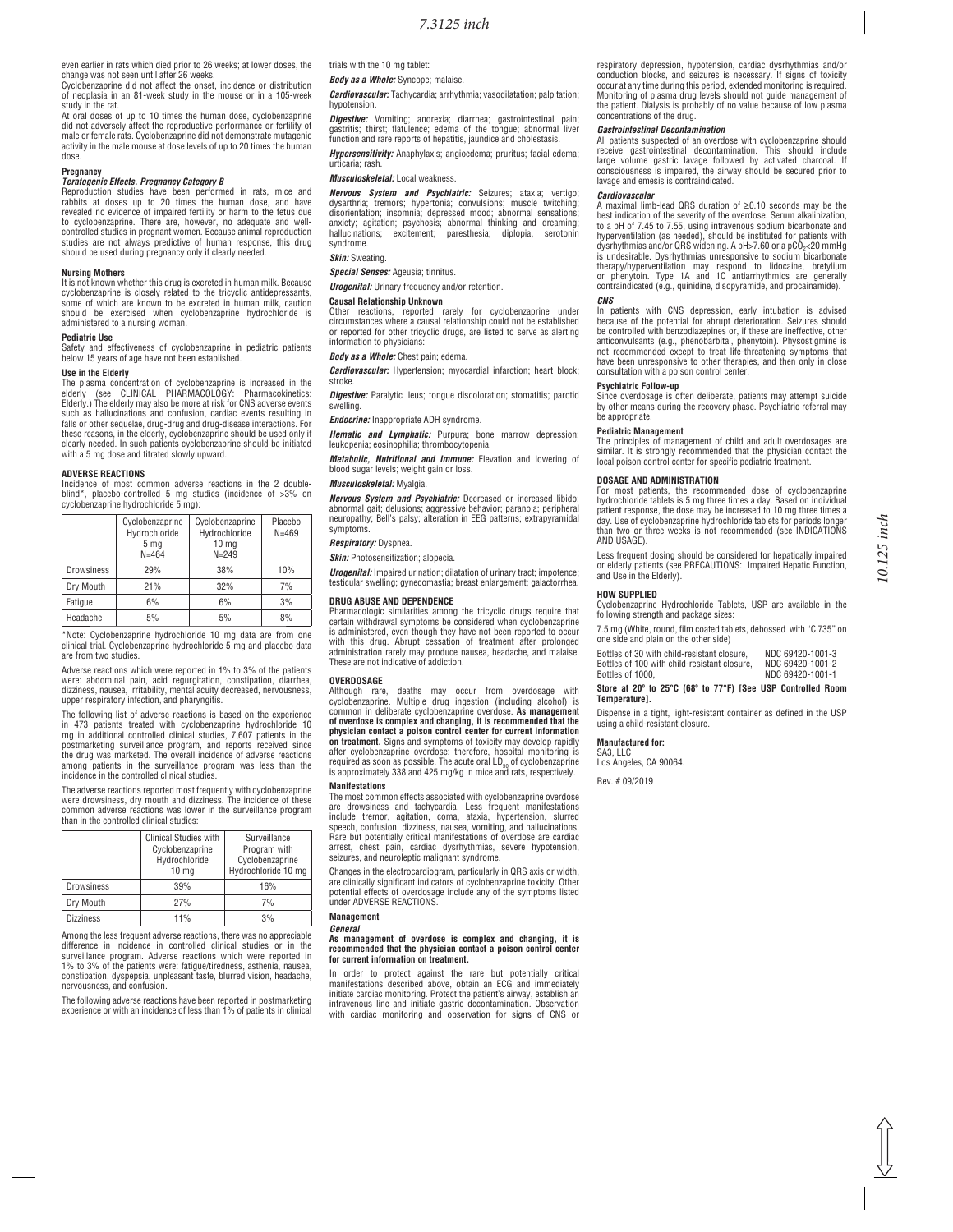even earlier in rats which died prior to 26 weeks; at lower doses, the change was not seen until after 26 weeks.

Cyclobenzaprine did not affect the onset, incidence or distribution of neoplasia in an 81-week study in the mouse or in a 105-week study in the rat.

At oral doses of up to 10 times the human dose, cyclobenzaprine did not adversely affect the reproductive performance or fertility of male or female rats. Cyclobenzaprine did not demonstrate mutagenic activity in the male mouse at dose levels of up to 20 times the human dose.

**Pregnancy**

***Teratogenic Effects. Pregnancy Category B***

Reproduction studies have been performed in rats, mice and rabbits at doses up to 20 times the human dose, and have revealed no evidence of impaired fertility or harm to the fetus due to cyclobenzaprine. There are, however, no adequate and well-controlled studies in pregnant women. Because animal reproduction studies are not always predictive of human response, this drug should be used during pregnancy only if clearly needed.

**Nursing Mothers**

It is not known whether this drug is excreted in human milk. Because cyclobenzaprine is closely related to the tricyclic antidepressants, some of which are known to be excreted in human milk, caution should be exercised when cyclobenzaprine hydrochloride is administered to a nursing woman.

**Pediatric Use**

Safety and effectiveness of cyclobenzaprine in pediatric patients below 15 years of age have not been established.

**Use in the Elderly**

The plasma concentration of cyclobenzaprine is increased in the elderly (see CLINICAL PHARMACOLOGY: Pharmacokinetics: Elderly.) The elderly may also be more at risk for CNS adverse events such as hallucinations and confusion, cardiac events resulting in falls or other sequelae, drug-drug and drug-disease interactions. For these reasons, in the elderly, cyclobenzaprine should be used only if clearly needed. In such patients cyclobenzaprine should be initiated with a 5 mg dose and titrated slowly upward.

## ADVERSE REACTIONS

Incidence of most common adverse reactions in the 2 double-blind*, placebo-controlled 5 mg studies (incidence of >3% on cyclobenzaprine hydrochloride 5 mg):

| | Cyclobenzaprine Hydrochloride 5 mg N=464 | Cyclobenzaprine Hydrochloride 10 mg N=249 | Placebo N=469 |
|---|---|---|---|
| Drowsiness | 29% | 38% | 10% |
| Dry Mouth | 21% | 32% | 7% |
| Fatigue | 6% | 6% | 3% |
| Headache | 5% | 5% | 8% |

*Note: Cyclobenzaprine hydrochloride 10 mg data are from one clinical trial. Cyclobenzaprine hydrochloride 5 mg and placebo data are from two studies.

Adverse reactions which were reported in 1% to 3% of the patients were: abdominal pain, acid regurgitation, constipation, diarrhea, dizziness, nausea, irritability, mental acuity decreased, nervousness, upper respiratory infection, and pharyngitis.

The following list of adverse reactions is based on the experience in 473 patients treated with cyclobenzaprine hydrochloride 10 mg in additional controlled clinical studies, 7,607 patients in the postmarketing surveillance program, and reports received since the drug was marketed. The overall incidence of adverse reactions among patients in the surveillance program was less than the incidence in the controlled clinical studies.

The adverse reactions reported most frequently with cyclobenzaprine were drowsiness, dry mouth and dizziness. The incidence of these common adverse reactions was lower in the surveillance program than in the controlled clinical studies:

| | Clinical Studies with Cyclobenzaprine Hydrochloride 10 mg | Surveillance Program with Cyclobenzaprine Hydrochloride 10 mg |
|---|---|---|
| Drowsiness | 39% | 16% |
| Dry Mouth | 27% | 7% |
| Dizziness | 11% | 3% |

Among the less frequent adverse reactions, there was no appreciable difference in incidence in controlled clinical studies or in the surveillance program. Adverse reactions which were reported in 1% to 3% of the patients were: fatigue/tiredness, asthenia, nausea, constipation, dyspepsia, unpleasant taste, blurred vision, headache, nervousness, and confusion.

The following adverse reactions have been reported in postmarketing experience or with an incidence of less than 1% of patients in clinical trials with the 10 mg tablet:

***Body as a Whole:*** Syncope; malaise.

***Cardiovascular:*** Tachycardia; arrhythmia; vasodilatation; palpitation; hypotension.

***Digestive:*** Vomiting; anorexia; diarrhea; gastrointestinal pain; gastritis; thirst; flatulence; edema of the tongue; abnormal liver function and rare reports of hepatitis, jaundice and cholestasis.

***Hypersensitivity:*** Anaphylaxis; angioedema; pruritus; facial edema; urticaria; rash.

***Musculoskeletal:*** Local weakness.

***Nervous System and Psychiatric:*** Seizures; ataxia; vertigo; dysarthria; tremors; hypertonia; convulsions; muscle twitching; disorientation; insomnia; depressed mood; abnormal sensations; anxiety; agitation; psychosis; abnormal thinking and dreaming; hallucinations; excitement; paresthesia; diplopia, serotonin syndrome.

***Skin:*** Sweating.

***Special Senses:*** Ageusia; tinnitus.

***Urogenital:*** Urinary frequency and/or retention.

**Causal Relationship Unknown**

Other reactions, reported rarely for cyclobenzaprine under circumstances where a causal relationship could not be established or reported for other tricyclic drugs, are listed to serve as alerting information to physicians:

***Body as a Whole:*** Chest pain; edema.

***Cardiovascular:*** Hypertension; myocardial infarction; heart block; stroke.

***Digestive:*** Paralytic ileus; tongue discoloration; stomatitis; parotid swelling.

***Endocrine:*** Inappropriate ADH syndrome.

***Hematic and Lymphatic:*** Purpura; bone marrow depression; leukopenia; eosinophilia; thrombocytopenia.

***Metabolic, Nutritional and Immune:*** Elevation and lowering of blood sugar levels; weight gain or loss.

***Musculoskeletal:*** Myalgia.

***Nervous System and Psychiatric:*** Decreased or increased libido; abnormal gait; delusions; aggressive behavior; paranoia; peripheral neuropathy; Bell's palsy; alteration in EEG patterns; extrapyramidal symptoms.

***Respiratory:*** Dyspnea.

***Skin:*** Photosensitization; alopecia.

***Urogenital:*** Impaired urination; dilatation of urinary tract; impotence; testicular swelling; gynecomastia; breast enlargement; galactorrhea.

## DRUG ABUSE AND DEPENDENCE

Pharmacologic similarities among the tricyclic drugs require that certain withdrawal symptoms be considered when cyclobenzaprine is administered, even though they have not been reported to occur with this drug. Abrupt cessation of treatment after prolonged administration rarely may produce nausea, headache, and malaise. These are not indicative of addiction.

## OVERDOSAGE

Although rare, deaths may occur from overdosage with cyclobenzaprine. Multiple drug ingestion (including alcohol) is common in deliberate cyclobenzaprine overdose. **As management of overdose is complex and changing, it is recommended that the physician contact a poison control center for current information on treatment.** Signs and symptoms of toxicity may develop rapidly after cyclobenzaprine overdose; therefore, hospital monitoring is required as soon as possible. The acute oral $LD_{50}$ of cyclobenzaprine is approximately 338 and 425 mg/kg in mice and rats, respectively.

**Manifestations**

The most common effects associated with cyclobenzaprine overdose are drowsiness and tachycardia. Less frequent manifestations include tremor, agitation, coma, ataxia, hypertension, slurred speech, confusion, dizziness, nausea, vomiting, and hallucinations. Rare but potentially critical manifestations of overdose are cardiac arrest, chest pain, cardiac dysrhythmias, severe hypotension, seizures, and neuroleptic malignant syndrome.

Changes in the electrocardiogram, particularly in QRS axis or width, are clinically significant indicators of cyclobenzaprine toxicity. Other potential effects of overdosage include any of the symptoms listed under ADVERSE REACTIONS.

**Management**

***General***

**As management of overdose is complex and changing, it is recommended that the physician contact a poison control center for current information on treatment.**

In order to protect against the rare but potentially critical manifestations described above, obtain an ECG and immediately initiate cardiac monitoring. Protect the patient's airway, establish an intravenous line and initiate gastric decontamination. Observation with cardiac monitoring and observation for signs of CNS or respiratory depression, hypotension, cardiac dysrhythmias and/or conduction blocks, and seizures is necessary. If signs of toxicity occur at any time during this period, extended monitoring is required. Monitoring of plasma drug levels should not guide management of the patient. Dialysis is probably of no value because of low plasma concentrations of the drug.

***Gastrointestinal Decontamination***

All patients suspected of an overdose with cyclobenzaprine should receive gastrointestinal decontamination. This should include large volume gastric lavage followed by activated charcoal. If consciousness is impaired, the airway should be secured prior to lavage and emesis is contraindicated.

***Cardiovascular***

A maximal limb-lead QRS duration of ≥0.10 seconds may be the best indication of the severity of the overdose. Serum alkalinization, to a pH of 7.45 to 7.55, using intravenous sodium bicarbonate and hyperventilation (as needed), should be instituted for patients with dysrhythmias and/or QRS widening. A pH>7.60 or a $pCO_2$<20 mmHg is undesirable. Dysrhythmias unresponsive to sodium bicarbonate therapy/hyperventilation may respond to lidocaine, bretylium or phenytoin. Type 1A and 1C antiarrhythmics are generally contraindicated (e.g., quinidine, disopyramide, and procainamide).

***CNS***

In patients with CNS depression, early intubation is advised because of the potential for abrupt deterioration. Seizures should be controlled with benzodiazepines or, if these are ineffective, other anticonvulsants (e.g., phenobarbital, phenytoin). Physostigmine is not recommended except to treat life-threatening symptoms that have been unresponsive to other therapies, and then only in close consultation with a poison control center.

**Psychiatric Follow-up**

Since overdosage is often deliberate, patients may attempt suicide by other means during the recovery phase. Psychiatric referral may be appropriate.

**Pediatric Management**

The principles of management of child and adult overdosages are similar. It is strongly recommended that the physician contact the local poison control center for specific pediatric treatment.

## DOSAGE AND ADMINISTRATION

For most patients, the recommended dose of cyclobenzaprine hydrochloride tablets is 5 mg three times a day. Based on individual patient response, the dose may be increased to 10 mg three times a day. Use of cyclobenzaprine hydrochloride tablets for periods longer than two or three weeks is not recommended (see INDICATIONS AND USAGE).

Less frequent dosing should be considered for hepatically impaired or elderly patients (see PRECAUTIONS: Impaired Hepatic Function, and Use in the Elderly).

## HOW SUPPLIED

Cyclobenzaprine Hydrochloride Tablets, USP are available in the following strength and package sizes:

7.5 mg (White, round, film coated tablets, debossed with "C 735" on one side and plain on the other side)

| | |
|---|---|
| Bottles of 30 with child-resistant closure, | NDC 69420-1001-3 |
| Bottles of 100 with child-resistant closure, | NDC 69420-1001-2 |
| Bottles of 1000, | NDC 69420-1001-1 |

**Store at 20° to 25°C (68° to 77°F) [See USP Controlled Room Temperature].**

Dispense in a tight, light-resistant container as defined in the USP using a child-resistant closure.

**Manufactured for:**

SA3, LLC
Los Angeles, CA 90064.

Rev. # 09/2019